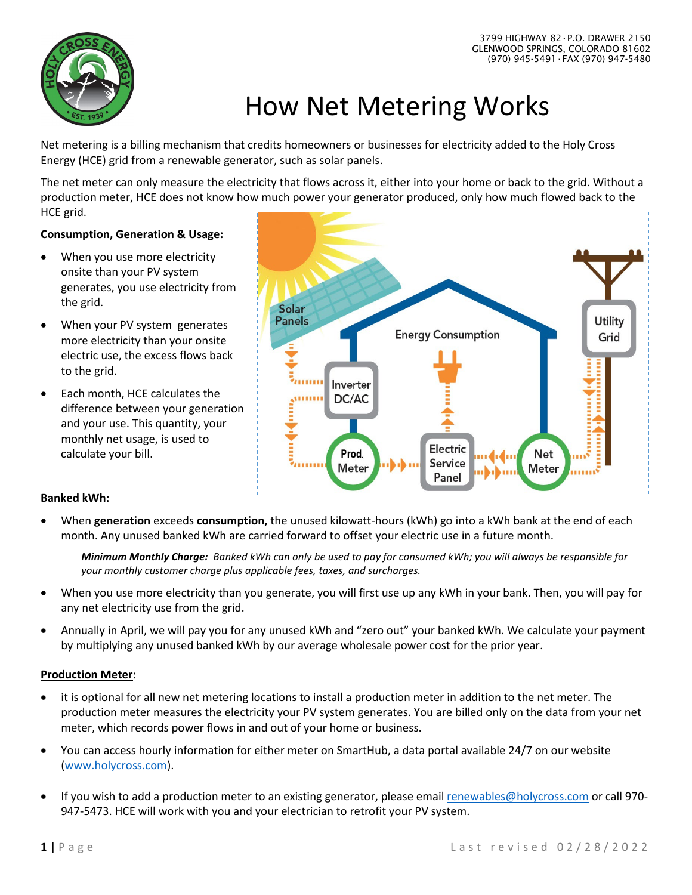3799 HIGHWAY 82 · P.O. DRAWER 2150
GLENWOOD SPRINGS, COLORADO 81602
(970) 945-5491 · FAX (970) 947-5480

# How Net Metering Works

Net metering is a billing mechanism that credits homeowners or businesses for electricity added to the Holy Cross Energy (HCE) grid from a renewable generator, such as solar panels.

The net meter can only measure the electricity that flows across it, either into your home or back to the grid. Without a production meter, HCE does not know how much power your generator produced, only how much flowed back to the HCE grid.

**Consumption, Generation & Usage:**

- When you use more electricity onsite than your PV system generates, you use electricity from the grid.
- When your PV system generates more electricity than your onsite electric use, the excess flows back to the grid.
- Each month, HCE calculates the difference between your generation and your use. This quantity, your monthly net usage, is used to calculate your bill.

**Banked kWh:**

- When **generation** exceeds **consumption,** the unused kilowatt-hours (kWh) go into a kWh bank at the end of each month. Any unused banked kWh are carried forward to offset your electric use in a future month.

  ***Minimum Monthly Charge:*** *Banked kWh can only be used to pay for consumed kWh; you will always be responsible for your monthly customer charge plus applicable fees, taxes, and surcharges.*

- When you use more electricity than you generate, you will first use up any kWh in your bank. Then, you will pay for any net electricity use from the grid.
- Annually in April, we will pay you for any unused kWh and "zero out" your banked kWh. We calculate your payment by multiplying any unused banked kWh by our average wholesale power cost for the prior year.

**Production Meter:**

- it is optional for all new net metering locations to install a production meter in addition to the net meter. The production meter measures the electricity your PV system generates. You are billed only on the data from your net meter, which records power flows in and out of your home or business.
- You can access hourly information for either meter on SmartHub, a data portal available 24/7 on our website (www.holycross.com).
- If you wish to add a production meter to an existing generator, please email renewables@holycross.com or call 970-947-5473. HCE will work with you and your electrician to retrofit your PV system.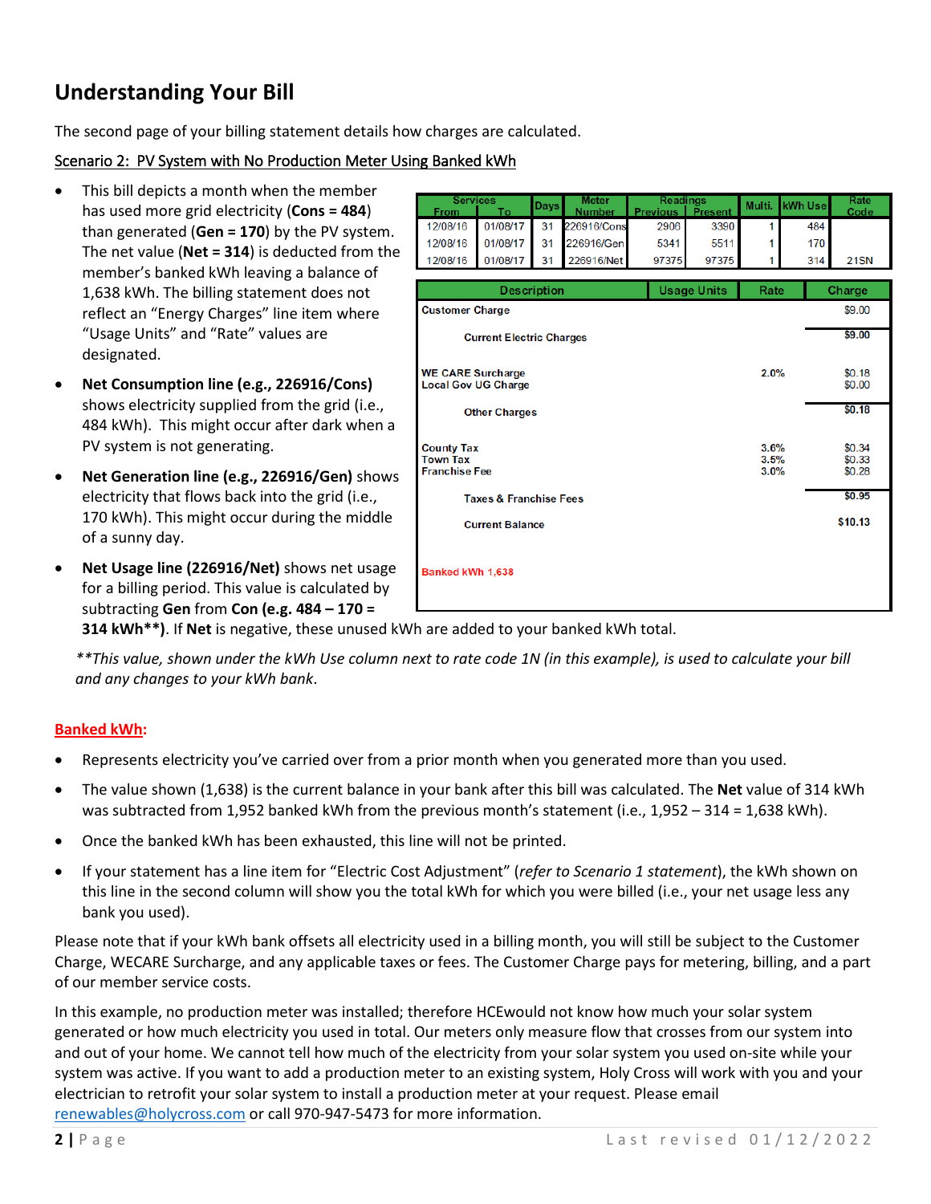## Understanding Your Bill

The second page of your billing statement details how charges are calculated.

Scenario 2: PV System with No Production Meter Using Banked kWh

- This bill depicts a month when the member has used more grid electricity (**Cons = 484**) than generated (**Gen = 170**) by the PV system. The net value (**Net = 314**) is deducted from the member's banked kWh leaving a balance of 1,638 kWh. The billing statement does not reflect an "Energy Charges" line item where "Usage Units" and "Rate" values are designated.
- **Net Consumption line (e.g., 226916/Cons)** shows electricity supplied from the grid (i.e., 484 kWh). This might occur after dark when a PV system is not generating.
- **Net Generation line (e.g., 226916/Gen)** shows electricity that flows back into the grid (i.e., 170 kWh). This might occur during the middle of a sunny day.
- **Net Usage line (226916/Net)** shows net usage for a billing period. This value is calculated by subtracting **Gen** from **Con** (**e.g. 484 – 170 = 314 kWh****). If **Net** is negative, these unused kWh are added to your banked kWh total.

| Services | | Days | Meter | Readings | | Multi. | kWh Use | Rate |
|---|---|---|---|---|---|---|---|---|
| From | To | | Number | Previous | Present | | | Code |
| 12/08/16 | 01/08/17 | 31 | 226916/Cons | 2906 | 3390 | 1 | 484 | |
| 12/08/16 | 01/08/17 | 31 | 226916/Gen | 5341 | 5511 | 1 | 170 | |
| 12/08/16 | 01/08/17 | 31 | 226916/Net | 97375 | 97375 | 1 | 314 | 21SN |

| Description | Usage Units | Rate | Charge |
|---|---|---|---|
| Customer Charge | | | $9.00 |
| Current Electric Charges | | | $9.00 |
| WE CARE Surcharge | | 2.0% | $0.18 |
| Local Gov UG Charge | | | $0.00 |
| Other Charges | | | $0.18 |
| County Tax | | 3.6% | $0.34 |
| Town Tax | | 3.5% | $0.33 |
| Franchise Fee | | 3.0% | $0.28 |
| Taxes & Franchise Fees | | | $0.95 |
| Current Balance | | | $10.13 |
| Banked kWh 1,638 | | | |

*\*\*This value, shown under the kWh Use column next to rate code 1N (in this example), is used to calculate your bill and any changes to your kWh bank.*

**Banked kWh:**

- Represents electricity you've carried over from a prior month when you generated more than you used.
- The value shown (1,638) is the current balance in your bank after this bill was calculated. The **Net** value of 314 kWh was subtracted from 1,952 banked kWh from the previous month's statement (i.e., 1,952 – 314 = 1,638 kWh).
- Once the banked kWh has been exhausted, this line will not be printed.
- If your statement has a line item for "Electric Cost Adjustment" (*refer to Scenario 1 statement*), the kWh shown on this line in the second column will show you the total kWh for which you were billed (i.e., your net usage less any bank you used).

Please note that if your kWh bank offsets all electricity used in a billing month, you will still be subject to the Customer Charge, WECARE Surcharge, and any applicable taxes or fees. The Customer Charge pays for metering, billing, and a part of our member service costs.

In this example, no production meter was installed; therefore HCEwould not know how much your solar system generated or how much electricity you used in total. Our meters only measure flow that crosses from our system into and out of your home. We cannot tell how much of the electricity from your solar system you used on-site while your system was active. If you want to add a production meter to an existing system, Holy Cross will work with you and your electrician to retrofit your solar system to install a production meter at your request. Please email renewables@holycross.com or call 970-947-5473 for more information.